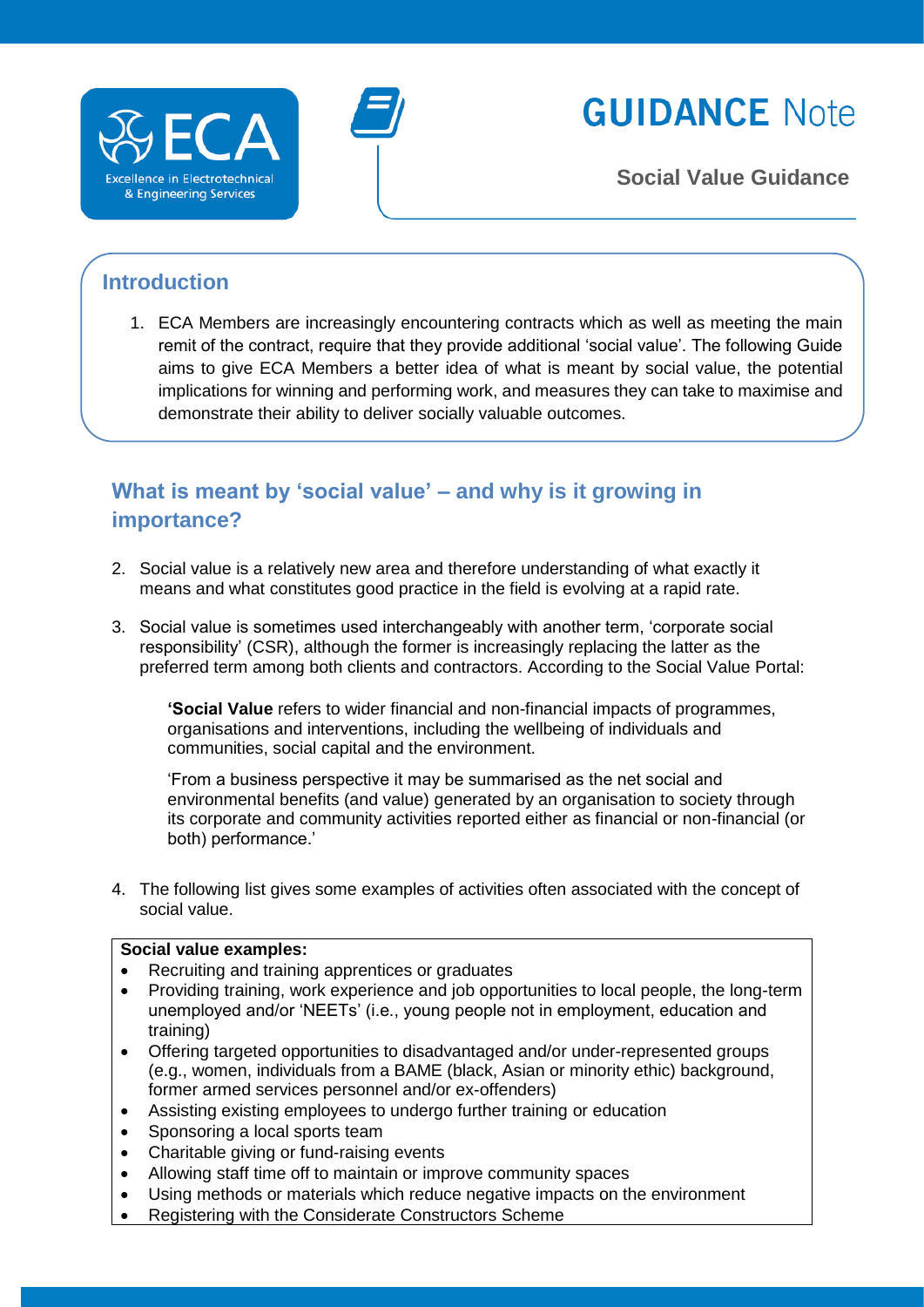# GUIDANCE Note

**Social Value Guidance**

## Introduction

1. ECA Members are increasingly encountering contracts which as well as meeting the main remit of the contract, require that they provide additional 'social value'. The following Guide aims to give ECA Members a better idea of what is meant by social value, the potential implications for winning and performing work, and measures they can take to maximise and demonstrate their ability to deliver socially valuable outcomes.

## What is meant by 'social value' – and why is it growing in importance?

2. Social value is a relatively new area and therefore understanding of what exactly it means and what constitutes good practice in the field is evolving at a rapid rate.

3. Social value is sometimes used interchangeably with another term, 'corporate social responsibility' (CSR), although the former is increasingly replacing the latter as the preferred term among both clients and contractors. According to the Social Value Portal:

   **'Social Value** refers to wider financial and non-financial impacts of programmes, organisations and interventions, including the wellbeing of individuals and communities, social capital and the environment.

   'From a business perspective it may be summarised as the net social and environmental benefits (and value) generated by an organisation to society through its corporate and community activities reported either as financial or non-financial (or both) performance.'

4. The following list gives some examples of activities often associated with the concept of social value.

**Social value examples:**

- Recruiting and training apprentices or graduates
- Providing training, work experience and job opportunities to local people, the long-term unemployed and/or 'NEETs' (i.e., young people not in employment, education and training)
- Offering targeted opportunities to disadvantaged and/or under-represented groups (e.g., women, individuals from a BAME (black, Asian or minority ethic) background, former armed services personnel and/or ex-offenders)
- Assisting existing employees to undergo further training or education
- Sponsoring a local sports team
- Charitable giving or fund-raising events
- Allowing staff time off to maintain or improve community spaces
- Using methods or materials which reduce negative impacts on the environment
- Registering with the Considerate Constructors Scheme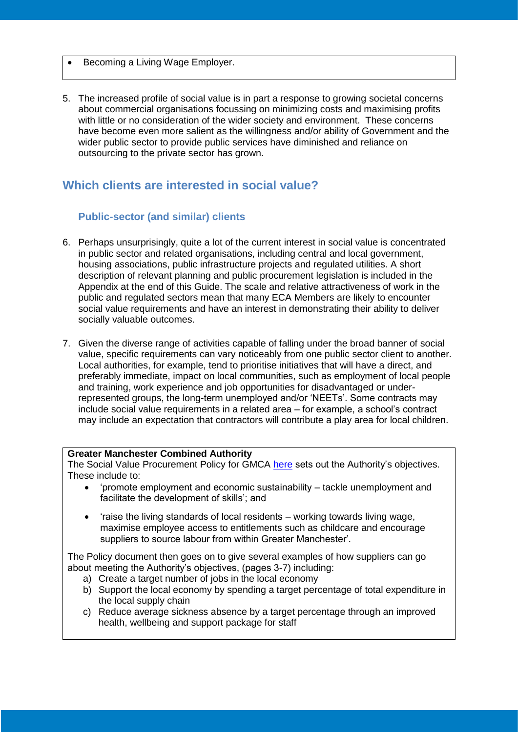- Becoming a Living Wage Employer.

5. The increased profile of social value is in part a response to growing societal concerns about commercial organisations focussing on minimizing costs and maximising profits with little or no consideration of the wider society and environment. These concerns have become even more salient as the willingness and/or ability of Government and the wider public sector to provide public services have diminished and reliance on outsourcing to the private sector has grown.

## Which clients are interested in social value?

### Public-sector (and similar) clients

6. Perhaps unsurprisingly, quite a lot of the current interest in social value is concentrated in public sector and related organisations, including central and local government, housing associations, public infrastructure projects and regulated utilities. A short description of relevant planning and public procurement legislation is included in the Appendix at the end of this Guide. The scale and relative attractiveness of work in the public and regulated sectors mean that many ECA Members are likely to encounter social value requirements and have an interest in demonstrating their ability to deliver socially valuable outcomes.

7. Given the diverse range of activities capable of falling under the broad banner of social value, specific requirements can vary noticeably from one public sector client to another. Local authorities, for example, tend to prioritise initiatives that will have a direct, and preferably immediate, impact on local communities, such as employment of local people and training, work experience and job opportunities for disadvantaged or under-represented groups, the long-term unemployed and/or 'NEETs'. Some contracts may include social value requirements in a related area – for example, a school's contract may include an expectation that contractors will contribute a play area for local children.

**Greater Manchester Combined Authority**

The Social Value Procurement Policy for GMCA here sets out the Authority's objectives. These include to:

- 'promote employment and economic sustainability – tackle unemployment and facilitate the development of skills'; and
- 'raise the living standards of local residents – working towards living wage, maximise employee access to entitlements such as childcare and encourage suppliers to source labour from within Greater Manchester'.

The Policy document then goes on to give several examples of how suppliers can go about meeting the Authority's objectives, (pages 3-7) including:

a) Create a target number of jobs in the local economy
b) Support the local economy by spending a target percentage of total expenditure in the local supply chain
c) Reduce average sickness absence by a target percentage through an improved health, wellbeing and support package for staff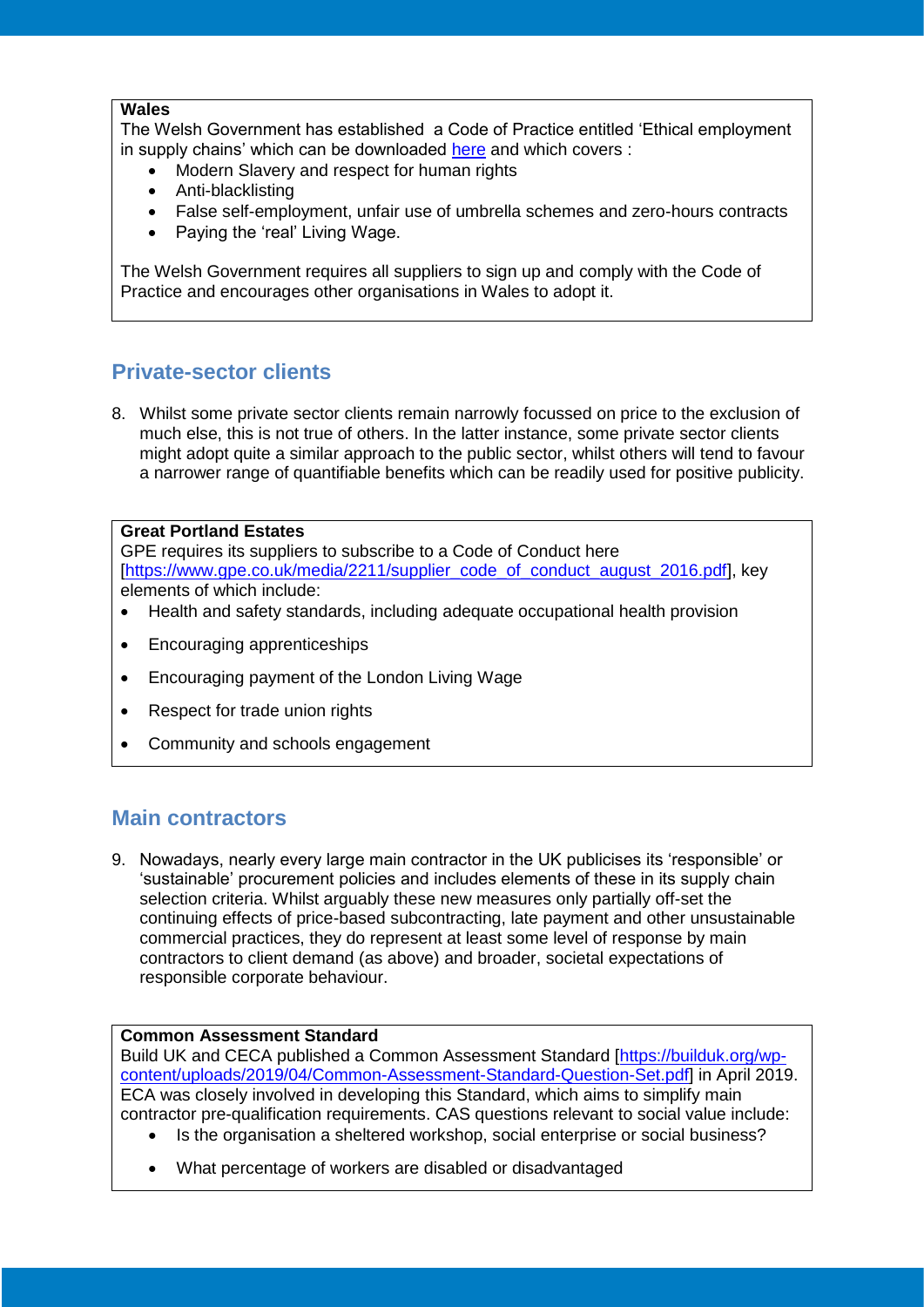**Wales**

The Welsh Government has established a Code of Practice entitled 'Ethical employment in supply chains' which can be downloaded [here](#) and which covers :

- Modern Slavery and respect for human rights
- Anti-blacklisting
- False self-employment, unfair use of umbrella schemes and zero-hours contracts
- Paying the 'real' Living Wage.

The Welsh Government requires all suppliers to sign up and comply with the Code of Practice and encourages other organisations in Wales to adopt it.

## Private-sector clients

8. Whilst some private sector clients remain narrowly focussed on price to the exclusion of much else, this is not true of others. In the latter instance, some private sector clients might adopt quite a similar approach to the public sector, whilst others will tend to favour a narrower range of quantifiable benefits which can be readily used for positive publicity.

**Great Portland Estates**

GPE requires its suppliers to subscribe to a Code of Conduct here [https://www.gpe.co.uk/media/2211/supplier_code_of_conduct_august_2016.pdf], key elements of which include:

- Health and safety standards, including adequate occupational health provision
- Encouraging apprenticeships
- Encouraging payment of the London Living Wage
- Respect for trade union rights
- Community and schools engagement

## Main contractors

9. Nowadays, nearly every large main contractor in the UK publicises its 'responsible' or 'sustainable' procurement policies and includes elements of these in its supply chain selection criteria. Whilst arguably these new measures only partially off-set the continuing effects of price-based subcontracting, late payment and other unsustainable commercial practices, they do represent at least some level of response by main contractors to client demand (as above) and broader, societal expectations of responsible corporate behaviour.

**Common Assessment Standard**

Build UK and CECA published a Common Assessment Standard [https://builduk.org/wp-content/uploads/2019/04/Common-Assessment-Standard-Question-Set.pdf] in April 2019. ECA was closely involved in developing this Standard, which aims to simplify main contractor pre-qualification requirements. CAS questions relevant to social value include:

- Is the organisation a sheltered workshop, social enterprise or social business?
- What percentage of workers are disabled or disadvantaged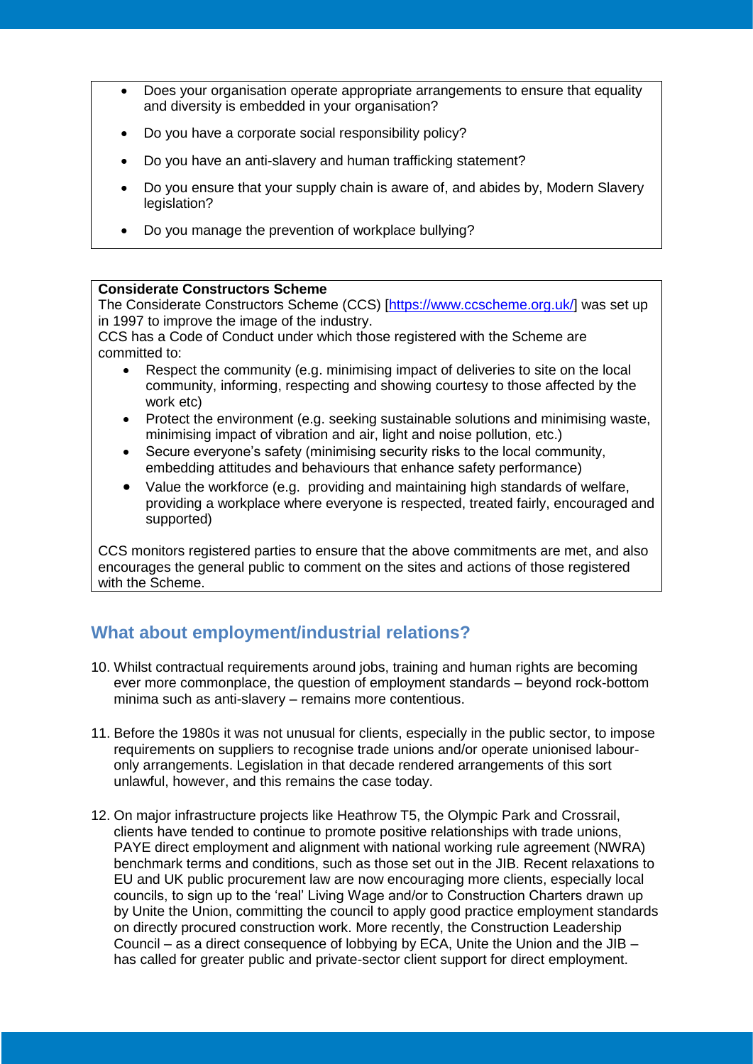- Does your organisation operate appropriate arrangements to ensure that equality and diversity is embedded in your organisation?
- Do you have a corporate social responsibility policy?
- Do you have an anti-slavery and human trafficking statement?
- Do you ensure that your supply chain is aware of, and abides by, Modern Slavery legislation?
- Do you manage the prevention of workplace bullying?

**Considerate Constructors Scheme**

The Considerate Constructors Scheme (CCS) [https://www.ccscheme.org.uk/] was set up in 1997 to improve the image of the industry.

CCS has a Code of Conduct under which those registered with the Scheme are committed to:

- Respect the community (e.g. minimising impact of deliveries to site on the local community, informing, respecting and showing courtesy to those affected by the work etc)
- Protect the environment (e.g. seeking sustainable solutions and minimising waste, minimising impact of vibration and air, light and noise pollution, etc.)
- Secure everyone's safety (minimising security risks to the local community, embedding attitudes and behaviours that enhance safety performance)
- Value the workforce (e.g. providing and maintaining high standards of welfare, providing a workplace where everyone is respected, treated fairly, encouraged and supported)

CCS monitors registered parties to ensure that the above commitments are met, and also encourages the general public to comment on the sites and actions of those registered with the Scheme.

## What about employment/industrial relations?

10. Whilst contractual requirements around jobs, training and human rights are becoming ever more commonplace, the question of employment standards – beyond rock-bottom minima such as anti-slavery – remains more contentious.

11. Before the 1980s it was not unusual for clients, especially in the public sector, to impose requirements on suppliers to recognise trade unions and/or operate unionised labour-only arrangements. Legislation in that decade rendered arrangements of this sort unlawful, however, and this remains the case today.

12. On major infrastructure projects like Heathrow T5, the Olympic Park and Crossrail, clients have tended to continue to promote positive relationships with trade unions, PAYE direct employment and alignment with national working rule agreement (NWRA) benchmark terms and conditions, such as those set out in the JIB. Recent relaxations to EU and UK public procurement law are now encouraging more clients, especially local councils, to sign up to the 'real' Living Wage and/or to Construction Charters drawn up by Unite the Union, committing the council to apply good practice employment standards on directly procured construction work. More recently, the Construction Leadership Council – as a direct consequence of lobbying by ECA, Unite the Union and the JIB – has called for greater public and private-sector client support for direct employment.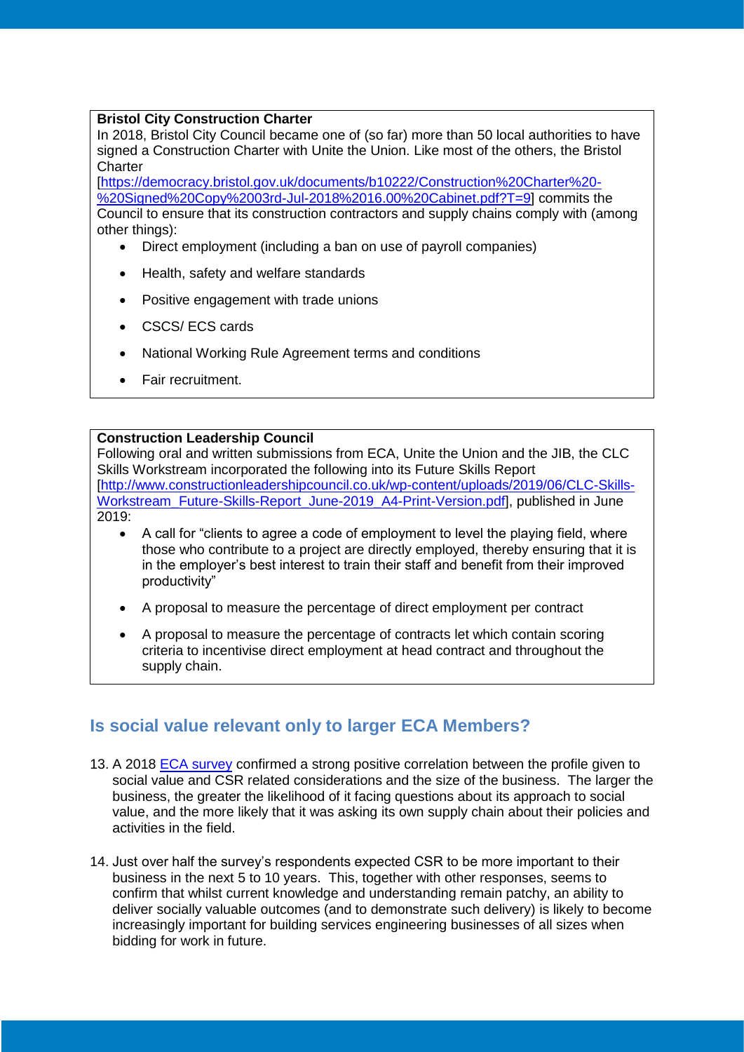**Bristol City Construction Charter**

In 2018, Bristol City Council became one of (so far) more than 50 local authorities to have signed a Construction Charter with Unite the Union. Like most of the others, the Bristol Charter [https://democracy.bristol.gov.uk/documents/b10222/Construction%20Charter%20-%20Signed%20Copy%2003rd-Jul-2018%2016.00%20Cabinet.pdf?T=9] commits the Council to ensure that its construction contractors and supply chains comply with (among other things):

- Direct employment (including a ban on use of payroll companies)
- Health, safety and welfare standards
- Positive engagement with trade unions
- CSCS/ ECS cards
- National Working Rule Agreement terms and conditions
- Fair recruitment.

**Construction Leadership Council**

Following oral and written submissions from ECA, Unite the Union and the JIB, the CLC Skills Workstream incorporated the following into its Future Skills Report [http://www.constructionleadershipcouncil.co.uk/wp-content/uploads/2019/06/CLC-Skills-Workstream_Future-Skills-Report_June-2019_A4-Print-Version.pdf], published in June 2019:

- A call for "clients to agree a code of employment to level the playing field, where those who contribute to a project are directly employed, thereby ensuring that it is in the employer's best interest to train their staff and benefit from their improved productivity"
- A proposal to measure the percentage of direct employment per contract
- A proposal to measure the percentage of contracts let which contain scoring criteria to incentivise direct employment at head contract and throughout the supply chain.

## Is social value relevant only to larger ECA Members?

13. A 2018 ECA survey confirmed a strong positive correlation between the profile given to social value and CSR related considerations and the size of the business. The larger the business, the greater the likelihood of it facing questions about its approach to social value, and the more likely that it was asking its own supply chain about their policies and activities in the field.

14. Just over half the survey's respondents expected CSR to be more important to their business in the next 5 to 10 years. This, together with other responses, seems to confirm that whilst current knowledge and understanding remain patchy, an ability to deliver socially valuable outcomes (and to demonstrate such delivery) is likely to become increasingly important for building services engineering businesses of all sizes when bidding for work in future.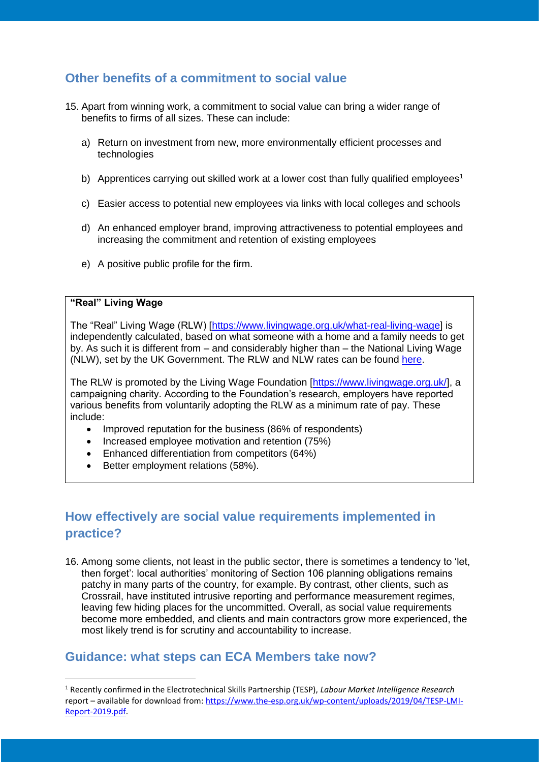## Other benefits of a commitment to social value

15. Apart from winning work, a commitment to social value can bring a wider range of benefits to firms of all sizes. These can include:

    a) Return on investment from new, more environmentally efficient processes and technologies

    b) Apprentices carrying out skilled work at a lower cost than fully qualified employees[1]

    c) Easier access to potential new employees via links with local colleges and schools

    d) An enhanced employer brand, improving attractiveness to potential employees and increasing the commitment and retention of existing employees

    e) A positive public profile for the firm.

> **"Real" Living Wage**
>
> The "Real" Living Wage (RLW) [https://www.livingwage.org.uk/what-real-living-wage] is independently calculated, based on what someone with a home and a family needs to get by. As such it is different from – and considerably higher than – the National Living Wage (NLW), set by the UK Government. The RLW and NLW rates can be found here.
>
> The RLW is promoted by the Living Wage Foundation [https://www.livingwage.org.uk/], a campaigning charity. According to the Foundation's research, employers have reported various benefits from voluntarily adopting the RLW as a minimum rate of pay. These include:
>
> - Improved reputation for the business (86% of respondents)
> - Increased employee motivation and retention (75%)
> - Enhanced differentiation from competitors (64%)
> - Better employment relations (58%).

## How effectively are social value requirements implemented in practice?

16. Among some clients, not least in the public sector, there is sometimes a tendency to 'let, then forget': local authorities' monitoring of Section 106 planning obligations remains patchy in many parts of the country, for example. By contrast, other clients, such as Crossrail, have instituted intrusive reporting and performance measurement regimes, leaving few hiding places for the uncommitted. Overall, as social value requirements become more embedded, and clients and main contractors grow more experienced, the most likely trend is for scrutiny and accountability to increase.

## Guidance: what steps can ECA Members take now?

---

[1] Recently confirmed in the Electrotechnical Skills Partnership (TESP), *Labour Market Intelligence Research* report – available for download from: https://www.the-esp.org.uk/wp-content/uploads/2019/04/TESP-LMI-Report-2019.pdf.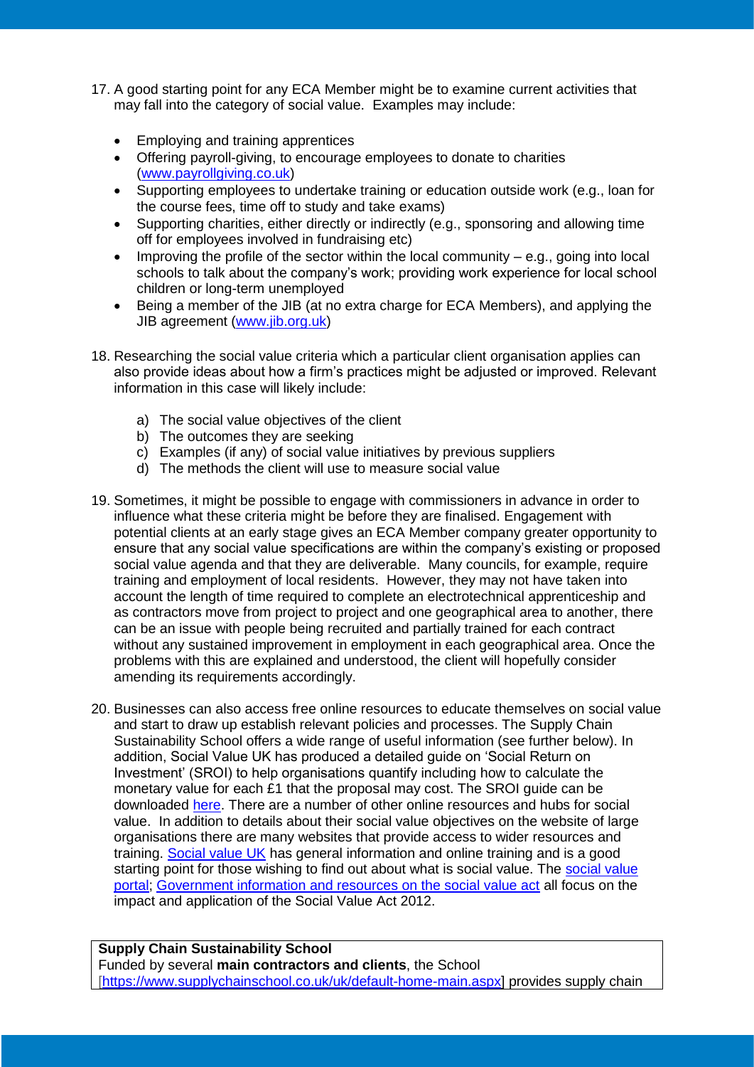17. A good starting point for any ECA Member might be to examine current activities that may fall into the category of social value. Examples may include:

    - Employing and training apprentices
    - Offering payroll-giving, to encourage employees to donate to charities (www.payrollgiving.co.uk)
    - Supporting employees to undertake training or education outside work (e.g., loan for the course fees, time off to study and take exams)
    - Supporting charities, either directly or indirectly (e.g., sponsoring and allowing time off for employees involved in fundraising etc)
    - Improving the profile of the sector within the local community – e.g., going into local schools to talk about the company's work; providing work experience for local school children or long-term unemployed
    - Being a member of the JIB (at no extra charge for ECA Members), and applying the JIB agreement (www.jib.org.uk)

18. Researching the social value criteria which a particular client organisation applies can also provide ideas about how a firm's practices might be adjusted or improved. Relevant information in this case will likely include:

    a) The social value objectives of the client
    b) The outcomes they are seeking
    c) Examples (if any) of social value initiatives by previous suppliers
    d) The methods the client will use to measure social value

19. Sometimes, it might be possible to engage with commissioners in advance in order to influence what these criteria might be before they are finalised. Engagement with potential clients at an early stage gives an ECA Member company greater opportunity to ensure that any social value specifications are within the company's existing or proposed social value agenda and that they are deliverable. Many councils, for example, require training and employment of local residents. However, they may not have taken into account the length of time required to complete an electrotechnical apprenticeship and as contractors move from project to project and one geographical area to another, there can be an issue with people being recruited and partially trained for each contract without any sustained improvement in employment in each geographical area. Once the problems with this are explained and understood, the client will hopefully consider amending its requirements accordingly.

20. Businesses can also access free online resources to educate themselves on social value and start to draw up establish relevant policies and processes. The Supply Chain Sustainability School offers a wide range of useful information (see further below). In addition, Social Value UK has produced a detailed guide on 'Social Return on Investment' (SROI) to help organisations quantify including how to calculate the monetary value for each £1 that the proposal may cost. The SROI guide can be downloaded here. There are a number of other online resources and hubs for social value. In addition to details about their social value objectives on the website of large organisations there are many websites that provide access to wider resources and training. Social value UK has general information and online training and is a good starting point for those wishing to find out about what is social value. The social value portal; Government information and resources on the social value act all focus on the impact and application of the Social Value Act 2012.

**Supply Chain Sustainability School**
Funded by several **main contractors and clients**, the School [https://www.supplychainschool.co.uk/uk/default-home-main.aspx] provides supply chain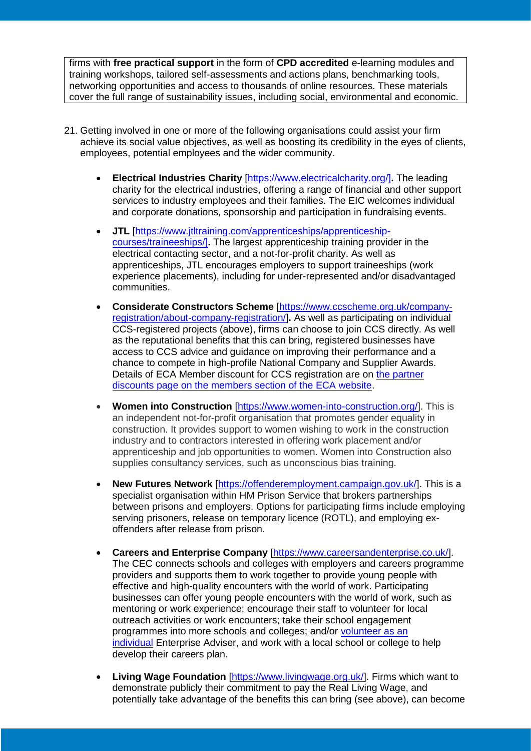firms with **free practical support** in the form of **CPD accredited** e-learning modules and training workshops, tailored self-assessments and actions plans, benchmarking tools, networking opportunities and access to thousands of online resources. These materials cover the full range of sustainability issues, including social, environmental and economic.

21. Getting involved in one or more of the following organisations could assist your firm achieve its social value objectives, as well as boosting its credibility in the eyes of clients, employees, potential employees and the wider community.

    - **Electrical Industries Charity** [https://www.electricalcharity.org/]**.** The leading charity for the electrical industries, offering a range of financial and other support services to industry employees and their families. The EIC welcomes individual and corporate donations, sponsorship and participation in fundraising events.

    - **JTL** [https://www.jtltraining.com/apprenticeships/apprenticeship-courses/traineeships/]**.** The largest apprenticeship training provider in the electrical contacting sector, and a not-for-profit charity. As well as apprenticeships, JTL encourages employers to support traineeships (work experience placements), including for under-represented and/or disadvantaged communities.

    - **Considerate Constructors Scheme** [https://www.ccscheme.org.uk/company-registration/about-company-registration/]**.** As well as participating on individual CCS-registered projects (above), firms can choose to join CCS directly. As well as the reputational benefits that this can bring, registered businesses have access to CCS advice and guidance on improving their performance and a chance to compete in high-profile National Company and Supplier Awards. Details of ECA Member discount for CCS registration are on the partner discounts page on the members section of the ECA website.

    - **Women into Construction** [https://www.women-into-construction.org/]. This is an independent not-for-profit organisation that promotes gender equality in construction. It provides support to women wishing to work in the construction industry and to contractors interested in offering work placement and/or apprenticeship and job opportunities to women. Women into Construction also supplies consultancy services, such as unconscious bias training.

    - **New Futures Network** [https://offenderemployment.campaign.gov.uk/]. This is a specialist organisation within HM Prison Service that brokers partnerships between prisons and employers. Options for participating firms include employing serving prisoners, release on temporary licence (ROTL), and employing ex-offenders after release from prison.

    - **Careers and Enterprise Company** [https://www.careersandenterprise.co.uk/]. The CEC connects schools and colleges with employers and careers programme providers and supports them to work together to provide young people with effective and high-quality encounters with the world of work. Participating businesses can offer young people encounters with the world of work, such as mentoring or work experience; encourage their staff to volunteer for local outreach activities or work encounters; take their school engagement programmes into more schools and colleges; and/or volunteer as an individual Enterprise Adviser, and work with a local school or college to help develop their careers plan.

    - **Living Wage Foundation** [https://www.livingwage.org.uk/]. Firms which want to demonstrate publicly their commitment to pay the Real Living Wage, and potentially take advantage of the benefits this can bring (see above), can become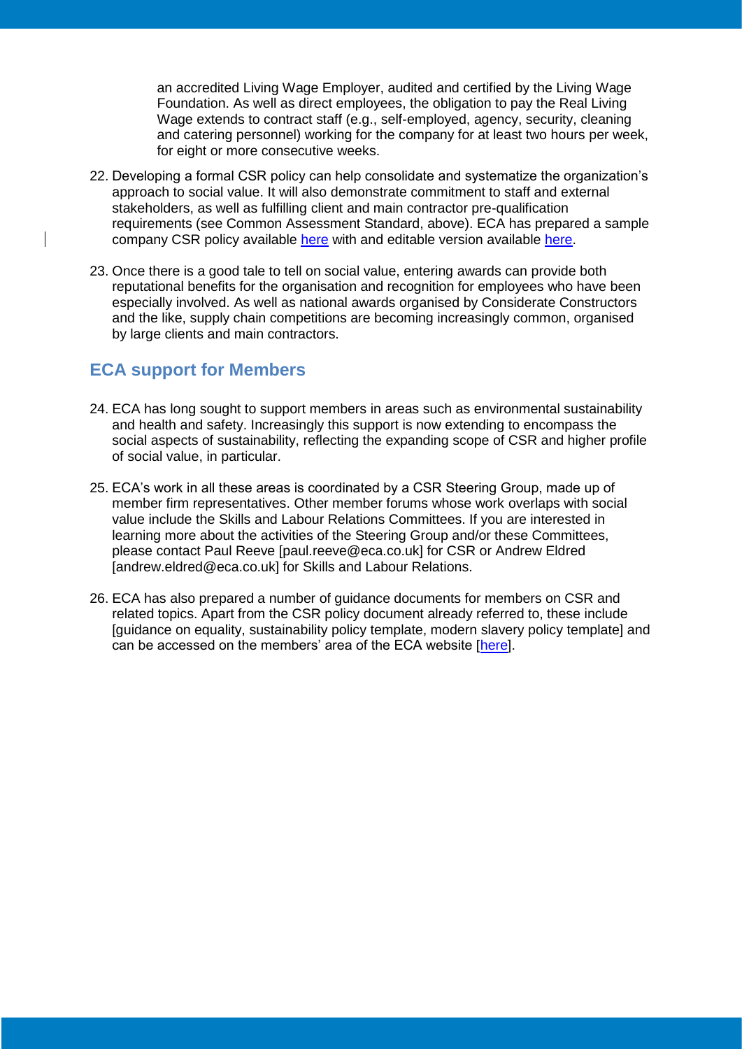an accredited Living Wage Employer, audited and certified by the Living Wage Foundation. As well as direct employees, the obligation to pay the Real Living Wage extends to contract staff (e.g., self-employed, agency, security, cleaning and catering personnel) working for the company for at least two hours per week, for eight or more consecutive weeks.

22. Developing a formal CSR policy can help consolidate and systematize the organization's approach to social value. It will also demonstrate commitment to staff and external stakeholders, as well as fulfilling client and main contractor pre-qualification requirements (see Common Assessment Standard, above). ECA has prepared a sample company CSR policy available here with and editable version available here.

23. Once there is a good tale to tell on social value, entering awards can provide both reputational benefits for the organisation and recognition for employees who have been especially involved. As well as national awards organised by Considerate Constructors and the like, supply chain competitions are becoming increasingly common, organised by large clients and main contractors.

## ECA support for Members

24. ECA has long sought to support members in areas such as environmental sustainability and health and safety. Increasingly this support is now extending to encompass the social aspects of sustainability, reflecting the expanding scope of CSR and higher profile of social value, in particular.

25. ECA's work in all these areas is coordinated by a CSR Steering Group, made up of member firm representatives. Other member forums whose work overlaps with social value include the Skills and Labour Relations Committees. If you are interested in learning more about the activities of the Steering Group and/or these Committees, please contact Paul Reeve [paul.reeve@eca.co.uk] for CSR or Andrew Eldred [andrew.eldred@eca.co.uk] for Skills and Labour Relations.

26. ECA has also prepared a number of guidance documents for members on CSR and related topics. Apart from the CSR policy document already referred to, these include [guidance on equality, sustainability policy template, modern slavery policy template] and can be accessed on the members' area of the ECA website [here].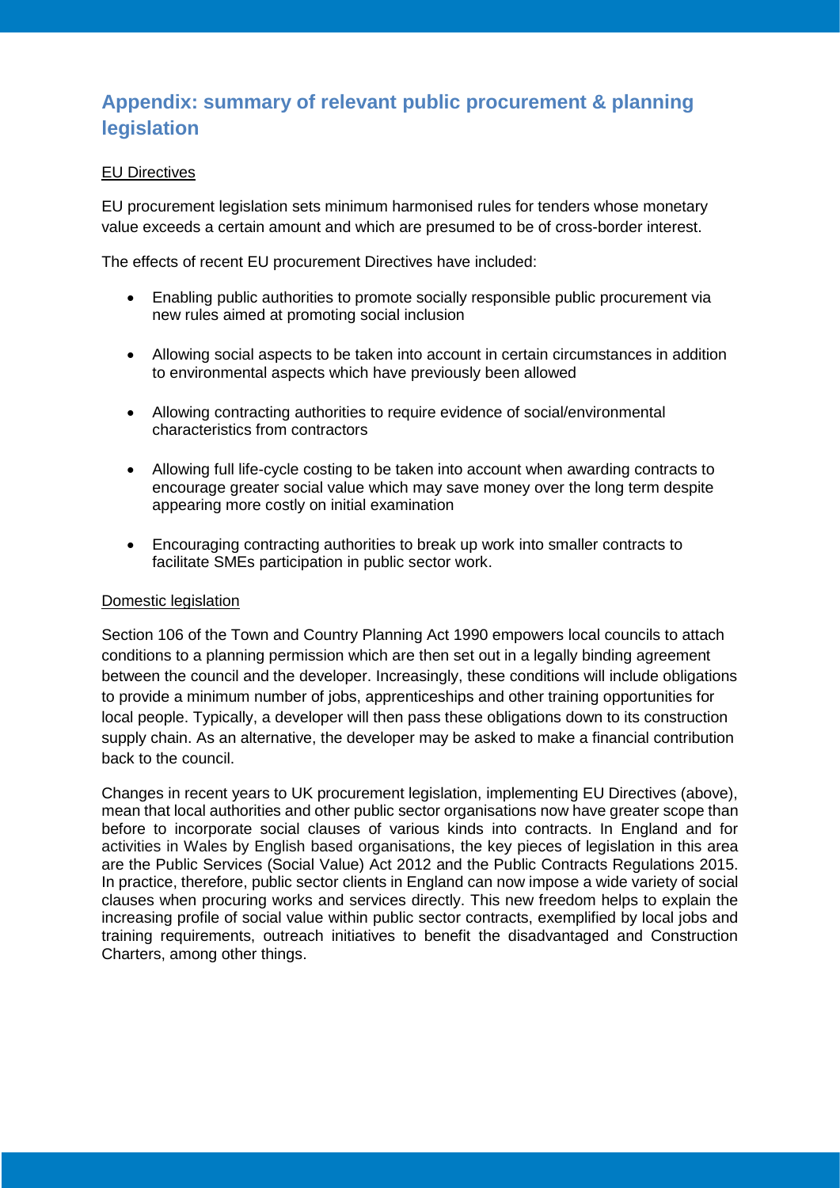## Appendix: summary of relevant public procurement & planning legislation

<u>EU Directives</u>

EU procurement legislation sets minimum harmonised rules for tenders whose monetary value exceeds a certain amount and which are presumed to be of cross-border interest.

The effects of recent EU procurement Directives have included:

- Enabling public authorities to promote socially responsible public procurement via new rules aimed at promoting social inclusion
- Allowing social aspects to be taken into account in certain circumstances in addition to environmental aspects which have previously been allowed
- Allowing contracting authorities to require evidence of social/environmental characteristics from contractors
- Allowing full life-cycle costing to be taken into account when awarding contracts to encourage greater social value which may save money over the long term despite appearing more costly on initial examination
- Encouraging contracting authorities to break up work into smaller contracts to facilitate SMEs participation in public sector work.

<u>Domestic legislation</u>

Section 106 of the Town and Country Planning Act 1990 empowers local councils to attach conditions to a planning permission which are then set out in a legally binding agreement between the council and the developer. Increasingly, these conditions will include obligations to provide a minimum number of jobs, apprenticeships and other training opportunities for local people. Typically, a developer will then pass these obligations down to its construction supply chain. As an alternative, the developer may be asked to make a financial contribution back to the council.

Changes in recent years to UK procurement legislation, implementing EU Directives (above), mean that local authorities and other public sector organisations now have greater scope than before to incorporate social clauses of various kinds into contracts. In England and for activities in Wales by English based organisations, the key pieces of legislation in this area are the Public Services (Social Value) Act 2012 and the Public Contracts Regulations 2015. In practice, therefore, public sector clients in England can now impose a wide variety of social clauses when procuring works and services directly. This new freedom helps to explain the increasing profile of social value within public sector contracts, exemplified by local jobs and training requirements, outreach initiatives to benefit the disadvantaged and Construction Charters, among other things.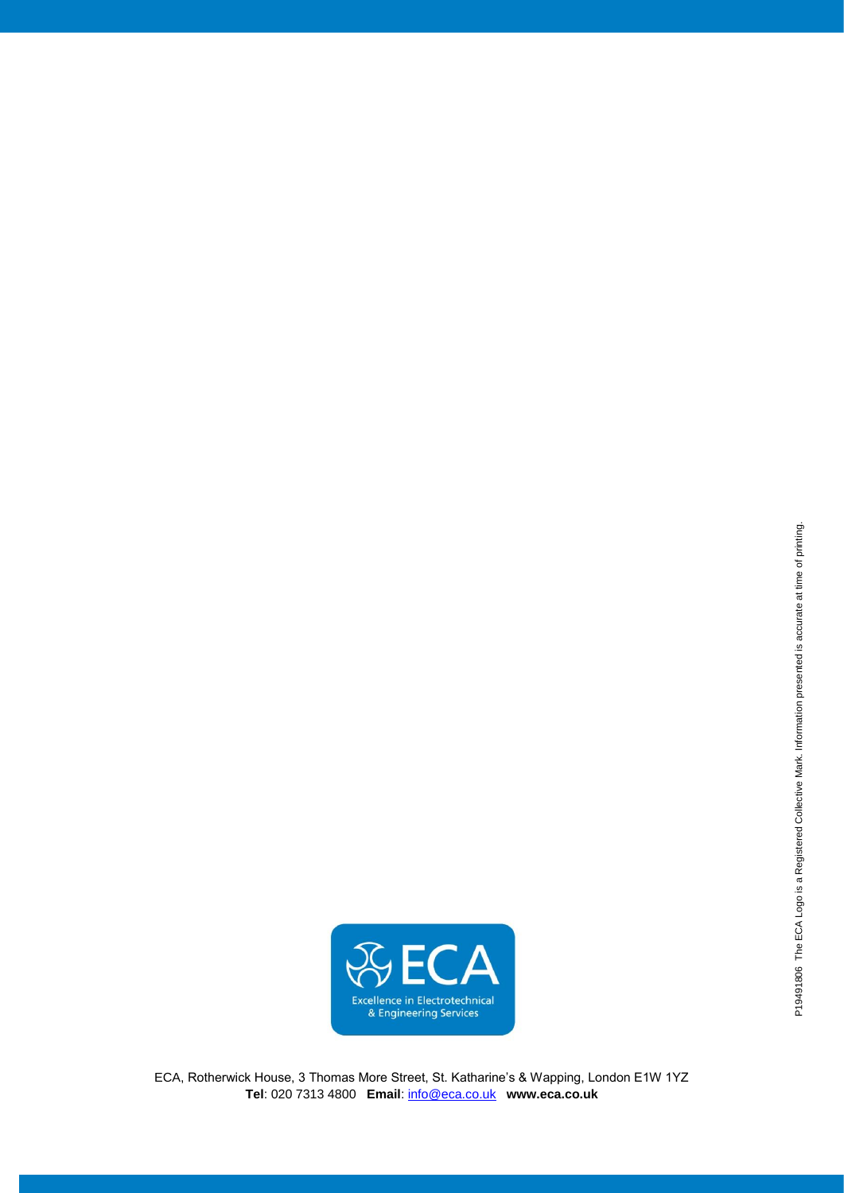ECA

Excellence in Electrotechnical & Engineering Services

ECA, Rotherwick House, 3 Thomas More Street, St. Katharine's & Wapping, London E1W 1YZ
**Tel**: 020 7313 4800 **Email**: info@eca.co.uk **www.eca.co.uk**

P19491806 The ECA Logo is a Registered Collective Mark. Information presented is accurate at time of printing.